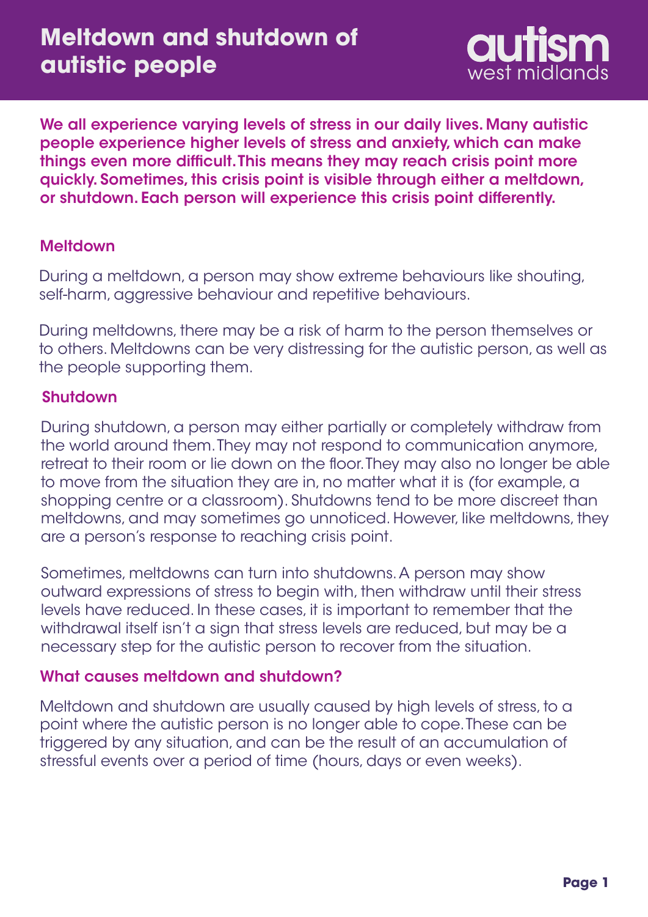# Meltdown and shutdown of autistic people

autism west midlands

**We all experience varying levels of stress in our daily lives. Many autistic people experience higher levels of stress and anxiety, which can make things even more difficult. This means they may reach crisis point more quickly. Sometimes, this crisis point is visible through either a meltdown, or shutdown. Each person will experience this crisis point differently.**

## Meltdown

During a meltdown, a person may show extreme behaviours like shouting, self-harm, aggressive behaviour and repetitive behaviours.

During meltdowns, there may be a risk of harm to the person themselves or to others. Meltdowns can be very distressing for the autistic person, as well as the people supporting them.

## Shutdown

During shutdown, a person may either partially or completely withdraw from the world around them. They may not respond to communication anymore, retreat to their room or lie down on the floor. They may also no longer be able to move from the situation they are in, no matter what it is (for example, a shopping centre or a classroom). Shutdowns tend to be more discreet than meltdowns, and may sometimes go unnoticed. However, like meltdowns, they are a person's response to reaching crisis point.

Sometimes, meltdowns can turn into shutdowns. A person may show outward expressions of stress to begin with, then withdraw until their stress levels have reduced. In these cases, it is important to remember that the withdrawal itself isn't a sign that stress levels are reduced, but may be a necessary step for the autistic person to recover from the situation.

## What causes meltdown and shutdown?

Meltdown and shutdown are usually caused by high levels of stress, to a point where the autistic person is no longer able to cope. These can be triggered by any situation, and can be the result of an accumulation of stressful events over a period of time (hours, days or even weeks).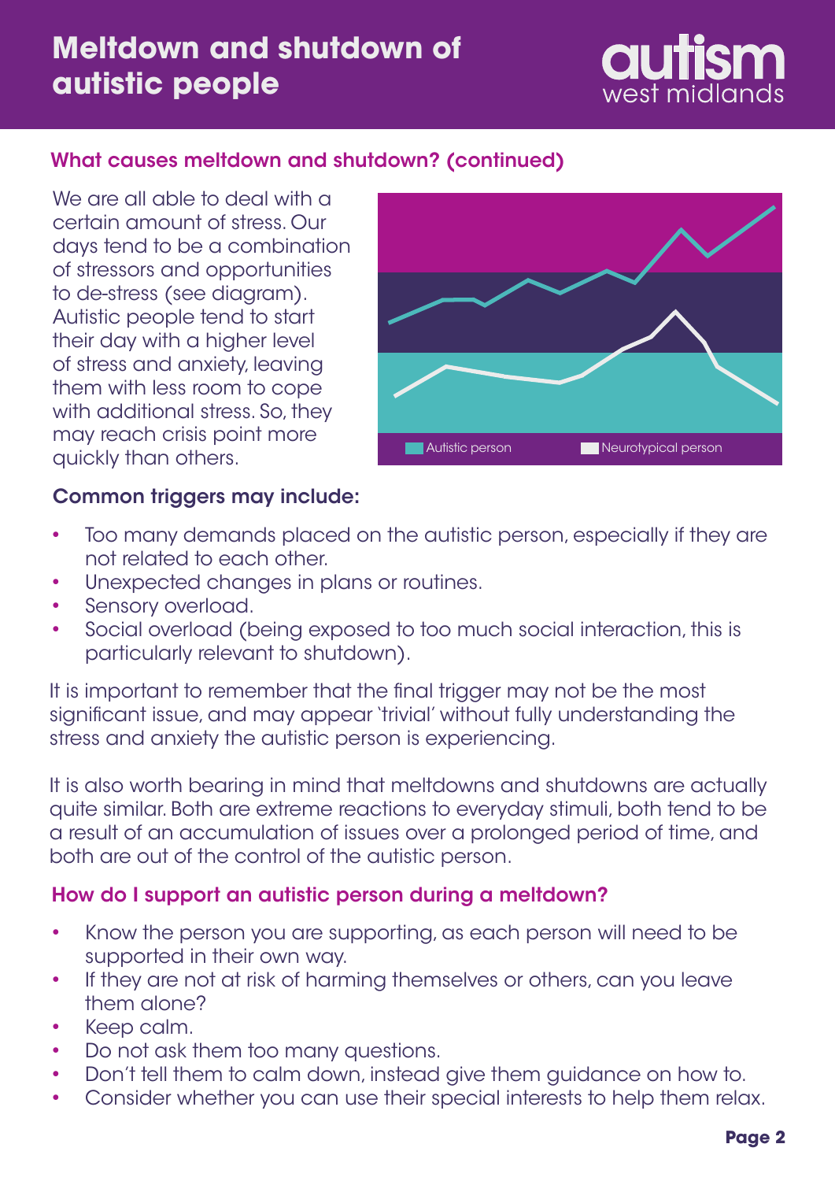# Meltdown and shutdown of autistic people

## What causes meltdown and shutdown? (continued)

We are all able to deal with a certain amount of stress. Our days tend to be a combination of stressors and opportunities to de-stress (see diagram). Autistic people tend to start their day with a higher level of stress and anxiety, leaving them with less room to cope with additional stress. So, they may reach crisis point more quickly than others.

Autistic person   Neurotypical person

### Common triggers may include:

- Too many demands placed on the autistic person, especially if they are not related to each other.
- Unexpected changes in plans or routines.
- Sensory overload.
- Social overload (being exposed to too much social interaction, this is particularly relevant to shutdown).

It is important to remember that the final trigger may not be the most significant issue, and may appear 'trivial' without fully understanding the stress and anxiety the autistic person is experiencing.

It is also worth bearing in mind that meltdowns and shutdowns are actually quite similar. Both are extreme reactions to everyday stimuli, both tend to be a result of an accumulation of issues over a prolonged period of time, and both are out of the control of the autistic person.

## How do I support an autistic person during a meltdown?

- Know the person you are supporting, as each person will need to be supported in their own way.
- If they are not at risk of harming themselves or others, can you leave them alone?
- Keep calm.
- Do not ask them too many questions.
- Don't tell them to calm down, instead give them guidance on how to.
- Consider whether you can use their special interests to help them relax.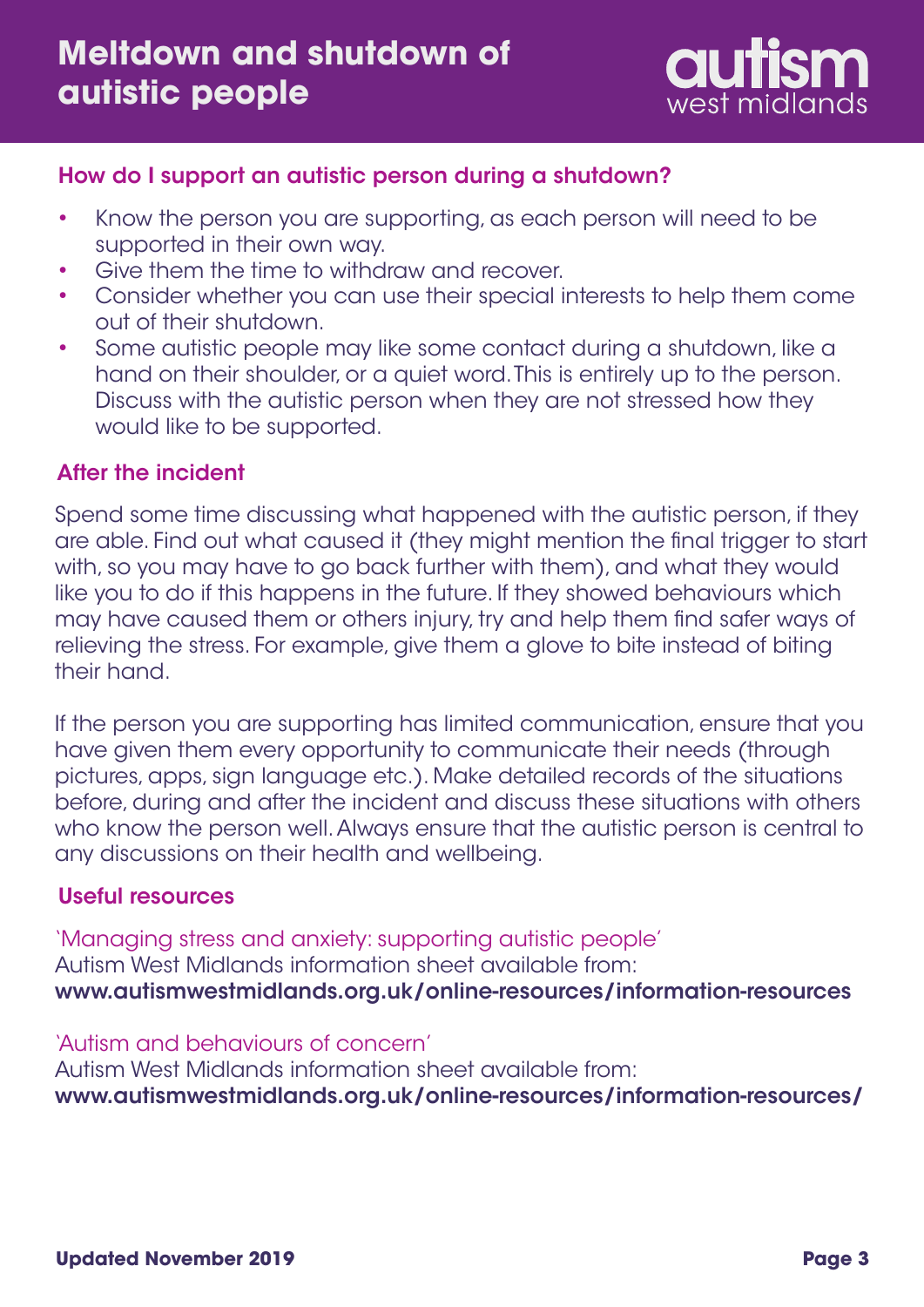### How do I support an autistic person during a shutdown?

- Know the person you are supporting, as each person will need to be supported in their own way.
- Give them the time to withdraw and recover.
- Consider whether you can use their special interests to help them come out of their shutdown.
- Some autistic people may like some contact during a shutdown, like a hand on their shoulder, or a quiet word. This is entirely up to the person. Discuss with the autistic person when they are not stressed how they would like to be supported.

### After the incident

Spend some time discussing what happened with the autistic person, if they are able. Find out what caused it (they might mention the final trigger to start with, so you may have to go back further with them), and what they would like you to do if this happens in the future. If they showed behaviours which may have caused them or others injury, try and help them find safer ways of relieving the stress. For example, give them a glove to bite instead of biting their hand.

If the person you are supporting has limited communication, ensure that you have given them every opportunity to communicate their needs (through pictures, apps, sign language etc.). Make detailed records of the situations before, during and after the incident and discuss these situations with others who know the person well. Always ensure that the autistic person is central to any discussions on their health and wellbeing.

### Useful resources

'Managing stress and anxiety: supporting autistic people'
Autism West Midlands information sheet available from:
**www.autismwestmidlands.org.uk/online-resources/information-resources**

'Autism and behaviours of concern'
Autism West Midlands information sheet available from:
**www.autismwestmidlands.org.uk/online-resources/information-resources/**

**Updated November 2019**